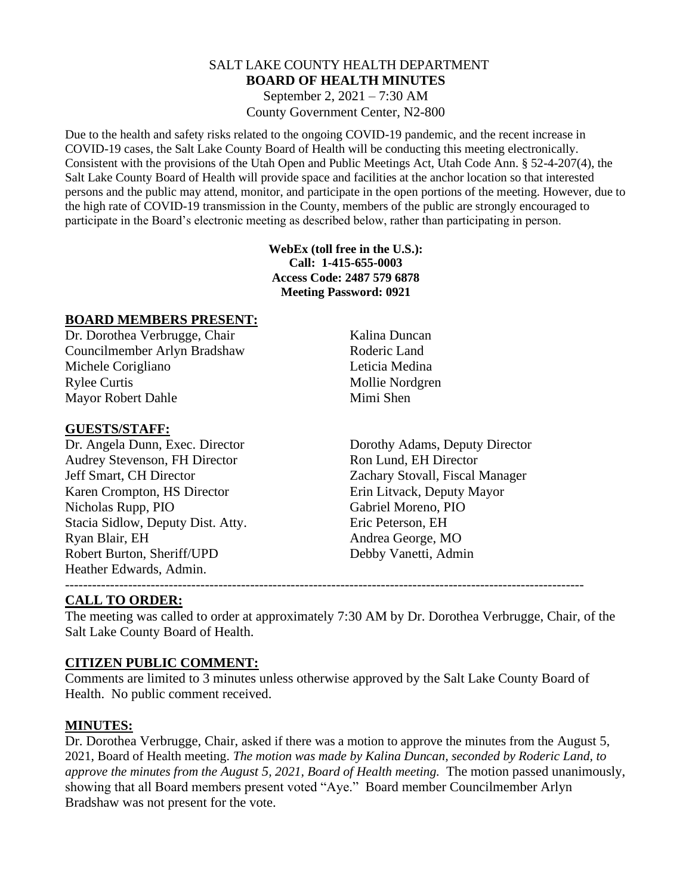# SALT LAKE COUNTY HEALTH DEPARTMENT
## BOARD OF HEALTH MINUTES

September 2, 2021 – 7:30 AM
County Government Center, N2-800

Due to the health and safety risks related to the ongoing COVID-19 pandemic, and the recent increase in COVID-19 cases, the Salt Lake County Board of Health will be conducting this meeting electronically. Consistent with the provisions of the Utah Open and Public Meetings Act, Utah Code Ann. § 52-4-207(4), the Salt Lake County Board of Health will provide space and facilities at the anchor location so that interested persons and the public may attend, monitor, and participate in the open portions of the meeting. However, due to the high rate of COVID-19 transmission in the County, members of the public are strongly encouraged to participate in the Board's electronic meeting as described below, rather than participating in person.

**WebEx (toll free in the U.S.):**
**Call: 1-415-655-0003**
**Access Code: 2487 579 6878**
**Meeting Password: 0921**

## BOARD MEMBERS PRESENT:

Dr. Dorothea Verbrugge, Chair
Councilmember Arlyn Bradshaw
Michele Corigliano
Rylee Curtis
Mayor Robert Dahle
Kalina Duncan
Roderic Land
Leticia Medina
Mollie Nordgren
Mimi Shen

## GUESTS/STAFF:

Dr. Angela Dunn, Exec. Director
Audrey Stevenson, FH Director
Jeff Smart, CH Director
Karen Crompton, HS Director
Nicholas Rupp, PIO
Stacia Sidlow, Deputy Dist. Atty.
Ryan Blair, EH
Robert Burton, Sheriff/UPD
Heather Edwards, Admin.
Dorothy Adams, Deputy Director
Ron Lund, EH Director
Zachary Stovall, Fiscal Manager
Erin Litvack, Deputy Mayor
Gabriel Moreno, PIO
Eric Peterson, EH
Andrea George, MO
Debby Vanetti, Admin

---

## CALL TO ORDER:

The meeting was called to order at approximately 7:30 AM by Dr. Dorothea Verbrugge, Chair, of the Salt Lake County Board of Health.

## CITIZEN PUBLIC COMMENT:

Comments are limited to 3 minutes unless otherwise approved by the Salt Lake County Board of Health. No public comment received.

## MINUTES:

Dr. Dorothea Verbrugge, Chair, asked if there was a motion to approve the minutes from the August 5, 2021, Board of Health meeting. *The motion was made by Kalina Duncan, seconded by Roderic Land, to approve the minutes from the August 5, 2021, Board of Health meeting.* The motion passed unanimously, showing that all Board members present voted "Aye." Board member Councilmember Arlyn Bradshaw was not present for the vote.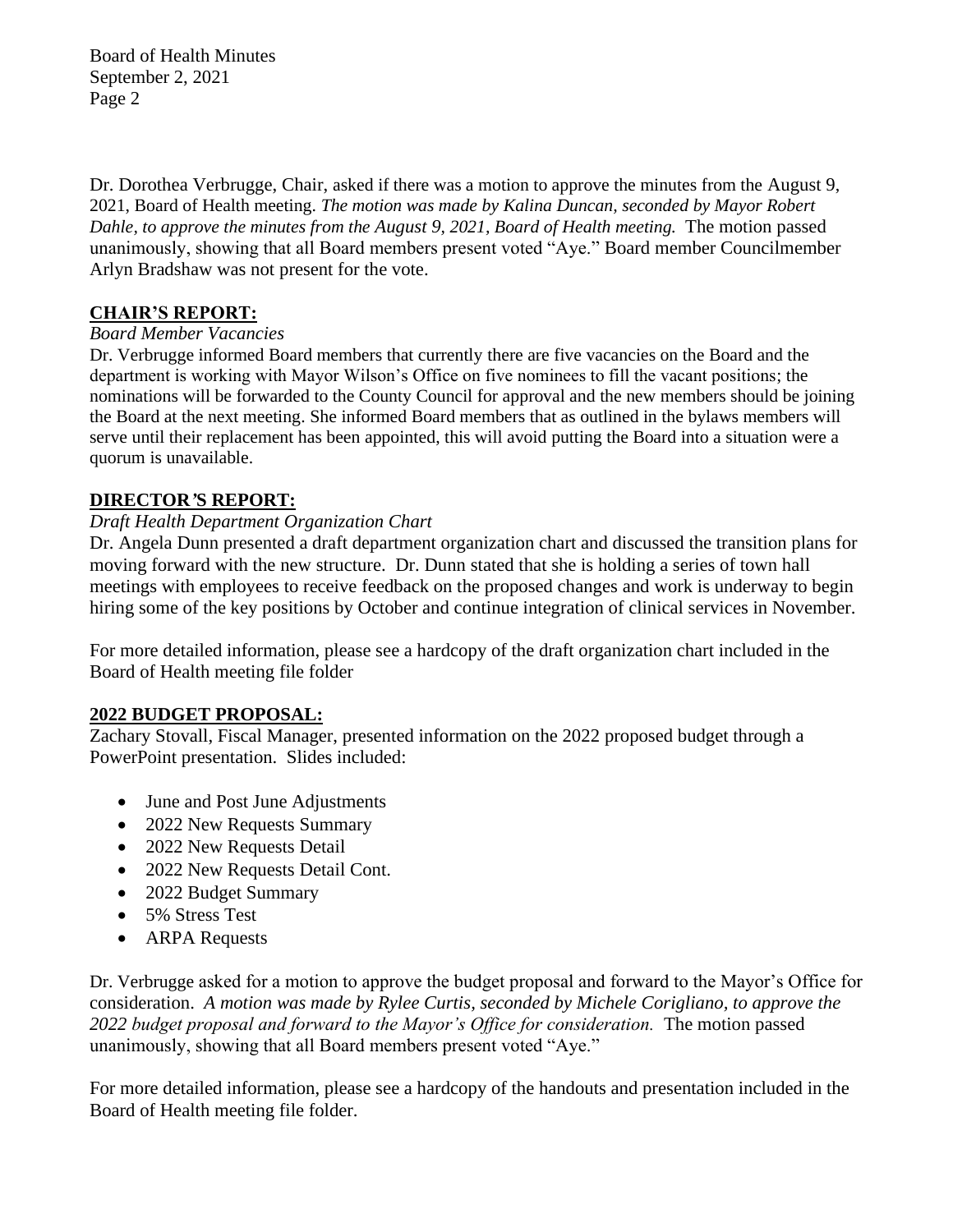Dr. Dorothea Verbrugge, Chair, asked if there was a motion to approve the minutes from the August 9, 2021, Board of Health meeting. *The motion was made by Kalina Duncan, seconded by Mayor Robert Dahle, to approve the minutes from the August 9, 2021, Board of Health meeting.* The motion passed unanimously, showing that all Board members present voted "Aye." Board member Councilmember Arlyn Bradshaw was not present for the vote.

## CHAIR'S REPORT:

*Board Member Vacancies*

Dr. Verbrugge informed Board members that currently there are five vacancies on the Board and the department is working with Mayor Wilson's Office on five nominees to fill the vacant positions; the nominations will be forwarded to the County Council for approval and the new members should be joining the Board at the next meeting. She informed Board members that as outlined in the bylaws members will serve until their replacement has been appointed, this will avoid putting the Board into a situation were a quorum is unavailable.

## DIRECTOR'S REPORT:

*Draft Health Department Organization Chart*

Dr. Angela Dunn presented a draft department organization chart and discussed the transition plans for moving forward with the new structure. Dr. Dunn stated that she is holding a series of town hall meetings with employees to receive feedback on the proposed changes and work is underway to begin hiring some of the key positions by October and continue integration of clinical services in November.

For more detailed information, please see a hardcopy of the draft organization chart included in the Board of Health meeting file folder

## 2022 BUDGET PROPOSAL:

Zachary Stovall, Fiscal Manager, presented information on the 2022 proposed budget through a PowerPoint presentation. Slides included:

- June and Post June Adjustments
- 2022 New Requests Summary
- 2022 New Requests Detail
- 2022 New Requests Detail Cont.
- 2022 Budget Summary
- 5% Stress Test
- ARPA Requests

Dr. Verbrugge asked for a motion to approve the budget proposal and forward to the Mayor's Office for consideration. *A motion was made by Rylee Curtis, seconded by Michele Corigliano, to approve the 2022 budget proposal and forward to the Mayor's Office for consideration.* The motion passed unanimously, showing that all Board members present voted "Aye."

For more detailed information, please see a hardcopy of the handouts and presentation included in the Board of Health meeting file folder.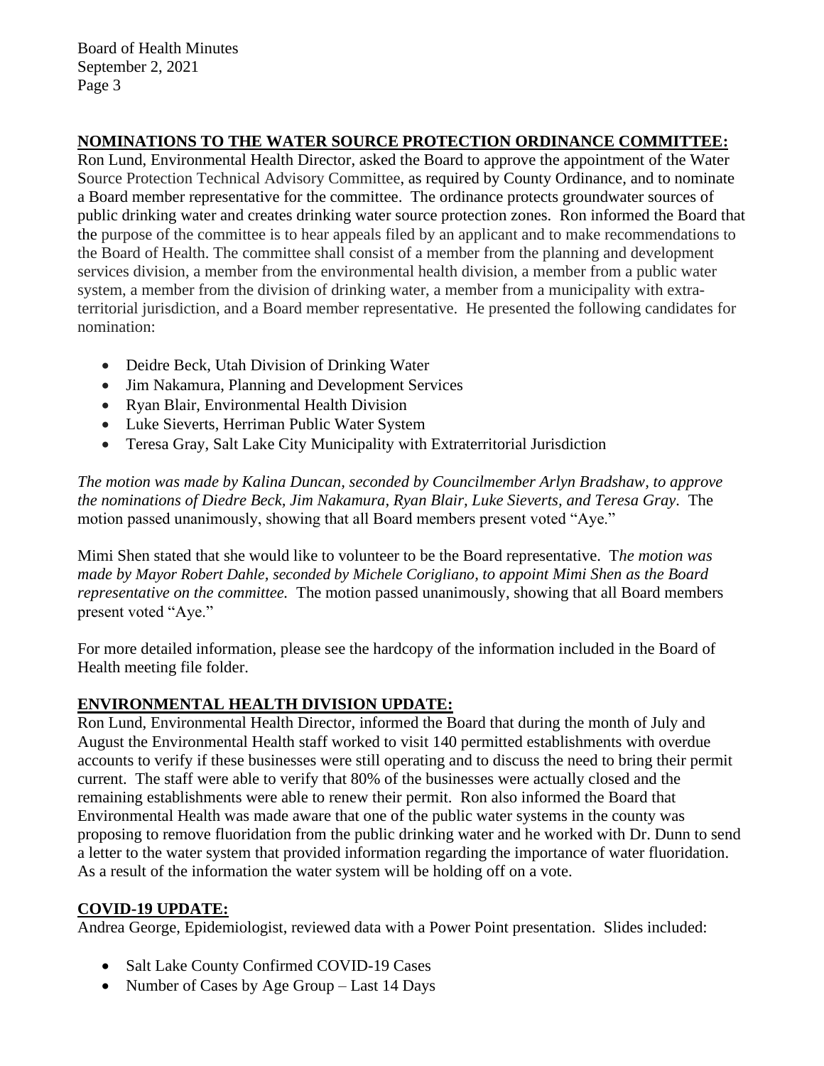## NOMINATIONS TO THE WATER SOURCE PROTECTION ORDINANCE COMMITTEE:

Ron Lund, Environmental Health Director, asked the Board to approve the appointment of the Water Source Protection Technical Advisory Committee, as required by County Ordinance, and to nominate a Board member representative for the committee. The ordinance protects groundwater sources of public drinking water and creates drinking water source protection zones. Ron informed the Board that the purpose of the committee is to hear appeals filed by an applicant and to make recommendations to the Board of Health. The committee shall consist of a member from the planning and development services division, a member from the environmental health division, a member from a public water system, a member from the division of drinking water, a member from a municipality with extra-territorial jurisdiction, and a Board member representative. He presented the following candidates for nomination:

- Deidre Beck, Utah Division of Drinking Water
- Jim Nakamura, Planning and Development Services
- Ryan Blair, Environmental Health Division
- Luke Sieverts, Herriman Public Water System
- Teresa Gray, Salt Lake City Municipality with Extraterritorial Jurisdiction

*The motion was made by Kalina Duncan, seconded by Councilmember Arlyn Bradshaw, to approve the nominations of Diedre Beck, Jim Nakamura, Ryan Blair, Luke Sieverts, and Teresa Gray.* The motion passed unanimously, showing that all Board members present voted "Aye."

Mimi Shen stated that she would like to volunteer to be the Board representative. T*he motion was made by Mayor Robert Dahle, seconded by Michele Corigliano, to appoint Mimi Shen as the Board representative on the committee.* The motion passed unanimously, showing that all Board members present voted "Aye."

For more detailed information, please see the hardcopy of the information included in the Board of Health meeting file folder.

## ENVIRONMENTAL HEALTH DIVISION UPDATE:

Ron Lund, Environmental Health Director, informed the Board that during the month of July and August the Environmental Health staff worked to visit 140 permitted establishments with overdue accounts to verify if these businesses were still operating and to discuss the need to bring their permit current. The staff were able to verify that 80% of the businesses were actually closed and the remaining establishments were able to renew their permit. Ron also informed the Board that Environmental Health was made aware that one of the public water systems in the county was proposing to remove fluoridation from the public drinking water and he worked with Dr. Dunn to send a letter to the water system that provided information regarding the importance of water fluoridation. As a result of the information the water system will be holding off on a vote.

## COVID-19 UPDATE:

Andrea George, Epidemiologist, reviewed data with a Power Point presentation. Slides included:

- Salt Lake County Confirmed COVID-19 Cases
- Number of Cases by Age Group – Last 14 Days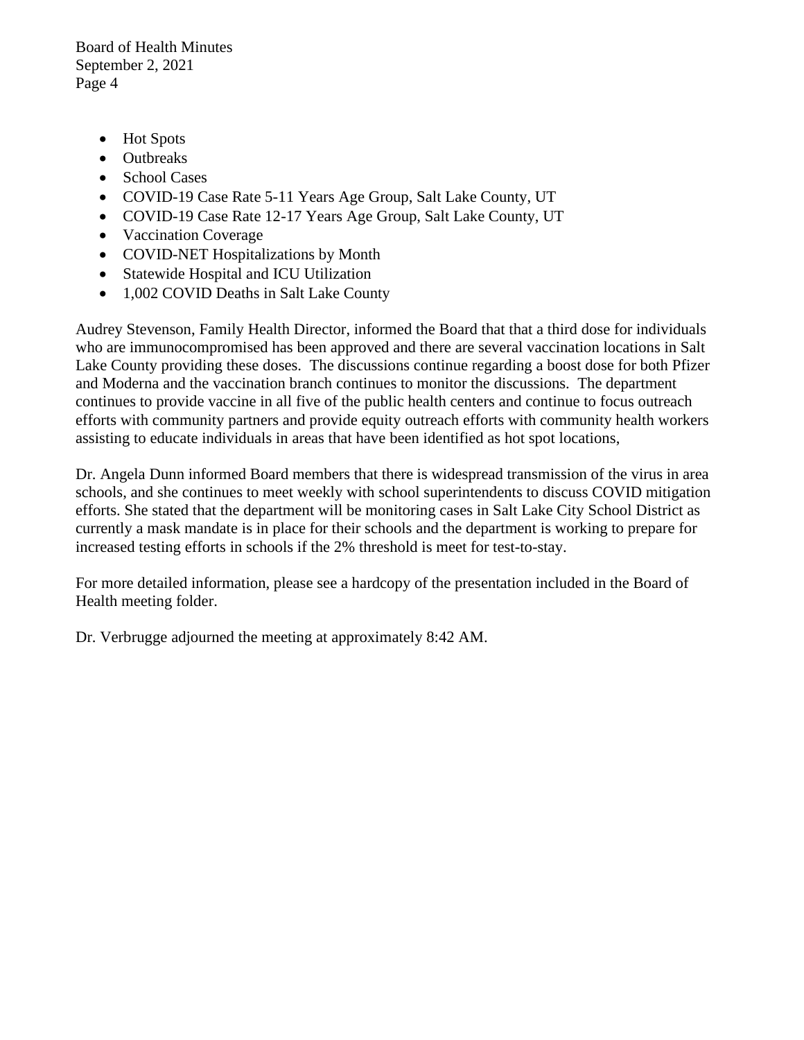- Hot Spots
- Outbreaks
- School Cases
- COVID-19 Case Rate 5-11 Years Age Group, Salt Lake County, UT
- COVID-19 Case Rate 12-17 Years Age Group, Salt Lake County, UT
- Vaccination Coverage
- COVID-NET Hospitalizations by Month
- Statewide Hospital and ICU Utilization
- 1,002 COVID Deaths in Salt Lake County

Audrey Stevenson, Family Health Director, informed the Board that that a third dose for individuals who are immunocompromised has been approved and there are several vaccination locations in Salt Lake County providing these doses. The discussions continue regarding a boost dose for both Pfizer and Moderna and the vaccination branch continues to monitor the discussions. The department continues to provide vaccine in all five of the public health centers and continue to focus outreach efforts with community partners and provide equity outreach efforts with community health workers assisting to educate individuals in areas that have been identified as hot spot locations,

Dr. Angela Dunn informed Board members that there is widespread transmission of the virus in area schools, and she continues to meet weekly with school superintendents to discuss COVID mitigation efforts. She stated that the department will be monitoring cases in Salt Lake City School District as currently a mask mandate is in place for their schools and the department is working to prepare for increased testing efforts in schools if the 2% threshold is meet for test-to-stay.

For more detailed information, please see a hardcopy of the presentation included in the Board of Health meeting folder.

Dr. Verbrugge adjourned the meeting at approximately 8:42 AM.